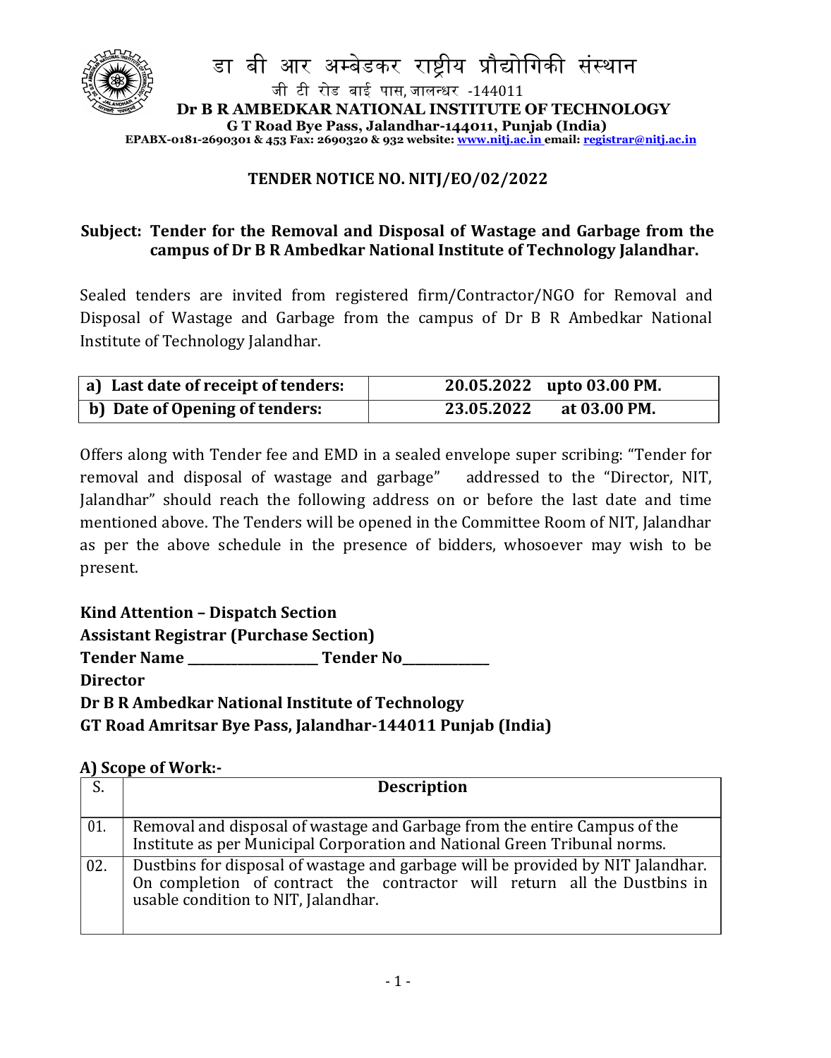# डा बी आर अम्बेडकर राष्ट्रीय प्रौद्योगिकी संस्थान

जी टी रोड बाई पास, जालन्धर -144011

**Dr B R AMBEDKAR NATIONAL INSTITUTE OF TECHNOLOGY**

**G T Road Bye Pass, Jalandhar-144011, Punjab (India)**

**EPABX-0181-2690301 & 453 Fax: 2690320 & 932 website: www.nitj.ac.in email: registrar@nitj.ac.in**

## TENDER NOTICE NO. NITJ/EO/02/2022

**Subject: Tender for the Removal and Disposal of Wastage and Garbage from the campus of Dr B R Ambedkar National Institute of Technology Jalandhar.**

Sealed tenders are invited from registered firm/Contractor/NGO for Removal and Disposal of Wastage and Garbage from the campus of Dr B R Ambedkar National Institute of Technology Jalandhar.

| | |
|---|---|
| **a) Last date of receipt of tenders:** | **20.05.2022 upto 03.00 PM.** |
| **b) Date of Opening of tenders:** | **23.05.2022 at 03.00 PM.** |

Offers along with Tender fee and EMD in a sealed envelope super scribing: "Tender for removal and disposal of wastage and garbage" addressed to the "Director, NIT, Jalandhar" should reach the following address on or before the last date and time mentioned above. The Tenders will be opened in the Committee Room of NIT, Jalandhar as per the above schedule in the presence of bidders, whosoever may wish to be present.

**Kind Attention – Dispatch Section**
**Assistant Registrar (Purchase Section)**
**Tender Name ____________________ Tender No_____________**
**Director**
**Dr B R Ambedkar National Institute of Technology**
**GT Road Amritsar Bye Pass, Jalandhar-144011 Punjab (India)**

**A) Scope of Work:-**

| S. | Description |
|---|---|
| 01. | Removal and disposal of wastage and Garbage from the entire Campus of the Institute as per Municipal Corporation and National Green Tribunal norms. |
| 02. | Dustbins for disposal of wastage and garbage will be provided by NIT Jalandhar. On completion of contract the contractor will return all the Dustbins in usable condition to NIT, Jalandhar. |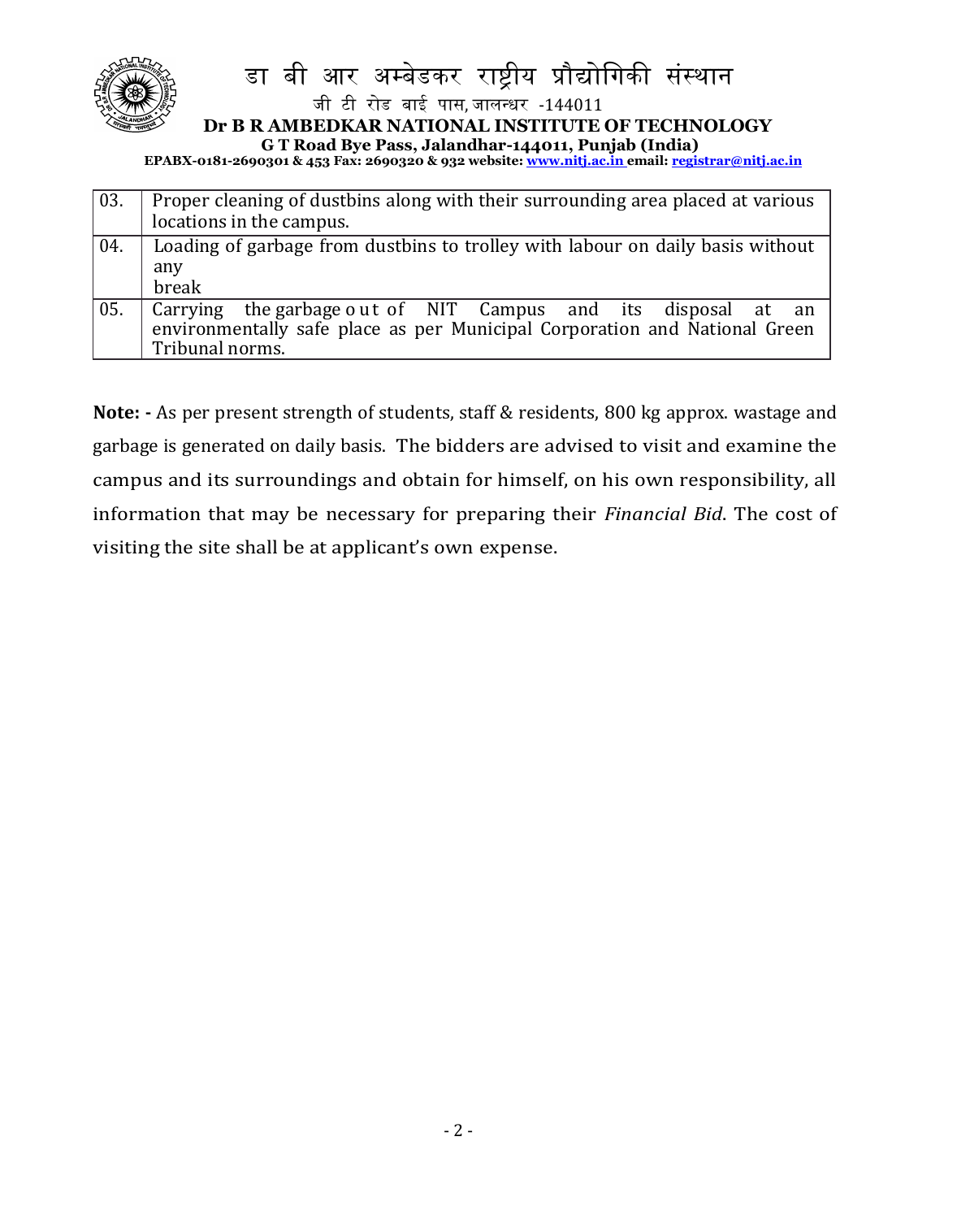| | |
|---|---|
| 03. | Proper cleaning of dustbins along with their surrounding area placed at various locations in the campus. |
| 04. | Loading of garbage from dustbins to trolley with labour on daily basis without any break |
| 05. | Carrying the garbage out of NIT Campus and its disposal at an environmentally safe place as per Municipal Corporation and National Green Tribunal norms. |

**Note: -** As per present strength of students, staff & residents, 800 kg approx. wastage and garbage is generated on daily basis. The bidders are advised to visit and examine the campus and its surroundings and obtain for himself, on his own responsibility, all information that may be necessary for preparing their *Financial Bid*. The cost of visiting the site shall be at applicant's own expense.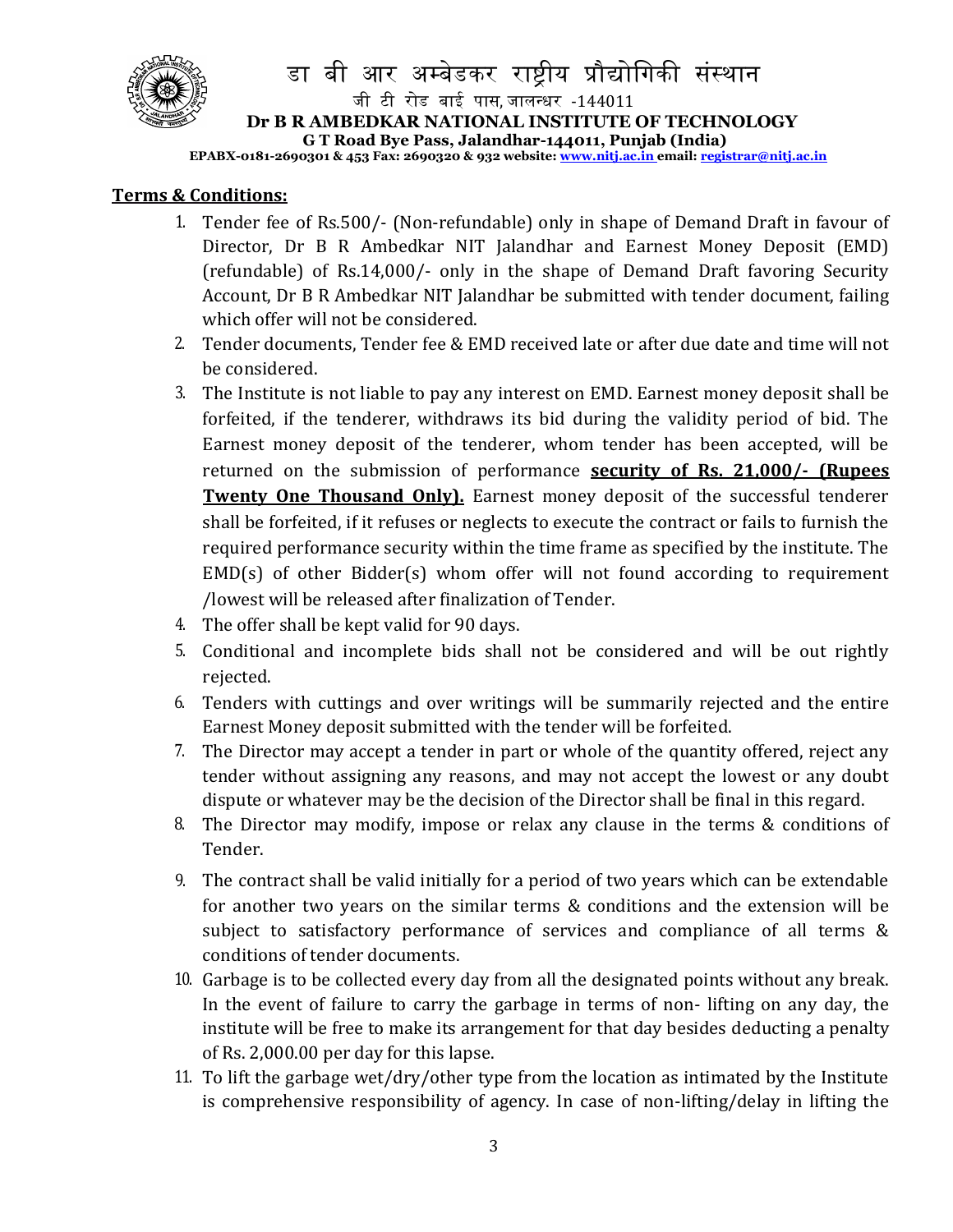**Terms & Conditions:**

1. Tender fee of Rs.500/- (Non-refundable) only in shape of Demand Draft in favour of Director, Dr B R Ambedkar NIT Jalandhar and Earnest Money Deposit (EMD) (refundable) of Rs.14,000/- only in the shape of Demand Draft favoring Security Account, Dr B R Ambedkar NIT Jalandhar be submitted with tender document, failing which offer will not be considered.
2. Tender documents, Tender fee & EMD received late or after due date and time will not be considered.
3. The Institute is not liable to pay any interest on EMD. Earnest money deposit shall be forfeited, if the tenderer, withdraws its bid during the validity period of bid. The Earnest money deposit of the tenderer, whom tender has been accepted, will be returned on the submission of performance **security of Rs. 21,000/- (Rupees Twenty One Thousand Only).** Earnest money deposit of the successful tenderer shall be forfeited, if it refuses or neglects to execute the contract or fails to furnish the required performance security within the time frame as specified by the institute. The EMD(s) of other Bidder(s) whom offer will not found according to requirement /lowest will be released after finalization of Tender.
4. The offer shall be kept valid for 90 days.
5. Conditional and incomplete bids shall not be considered and will be out rightly rejected.
6. Tenders with cuttings and over writings will be summarily rejected and the entire Earnest Money deposit submitted with the tender will be forfeited.
7. The Director may accept a tender in part or whole of the quantity offered, reject any tender without assigning any reasons, and may not accept the lowest or any doubt dispute or whatever may be the decision of the Director shall be final in this regard.
8. The Director may modify, impose or relax any clause in the terms & conditions of Tender.
9. The contract shall be valid initially for a period of two years which can be extendable for another two years on the similar terms & conditions and the extension will be subject to satisfactory performance of services and compliance of all terms & conditions of tender documents.
10. Garbage is to be collected every day from all the designated points without any break. In the event of failure to carry the garbage in terms of non- lifting on any day, the institute will be free to make its arrangement for that day besides deducting a penalty of Rs. 2,000.00 per day for this lapse.
11. To lift the garbage wet/dry/other type from the location as intimated by the Institute is comprehensive responsibility of agency. In case of non-lifting/delay in lifting the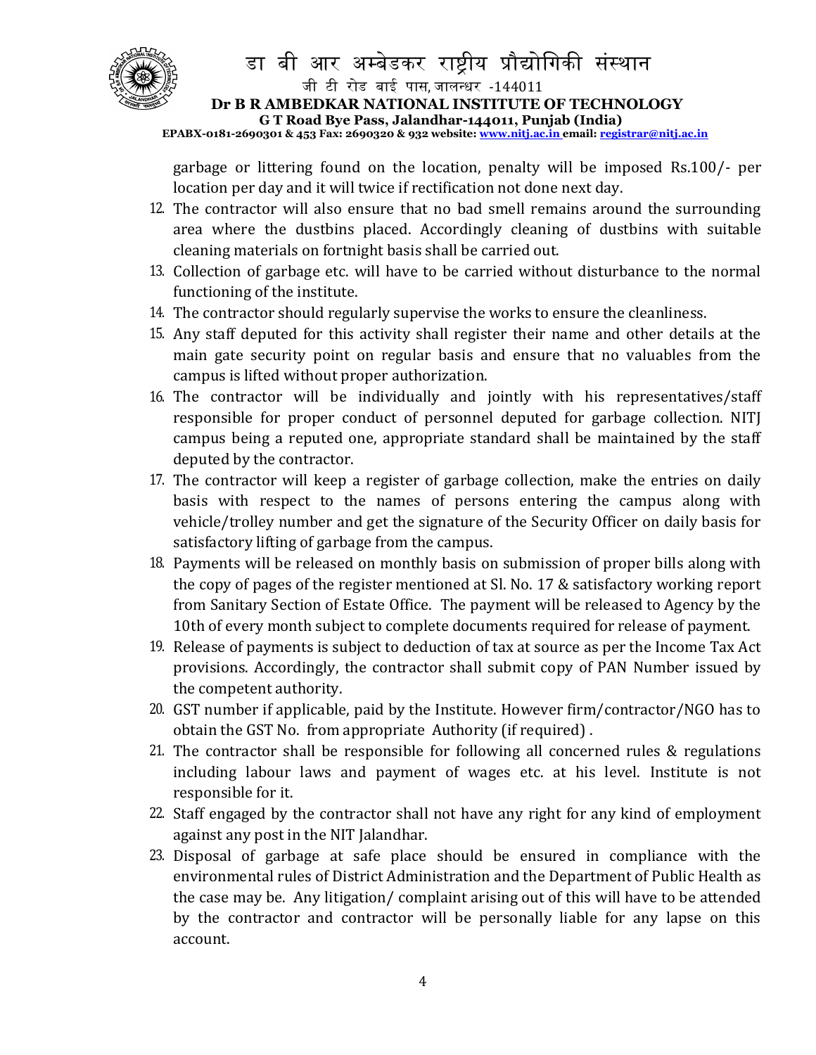garbage or littering found on the location, penalty will be imposed Rs.100/- per location per day and it will twice if rectification not done next day.

12. The contractor will also ensure that no bad smell remains around the surrounding area where the dustbins placed. Accordingly cleaning of dustbins with suitable cleaning materials on fortnight basis shall be carried out.
13. Collection of garbage etc. will have to be carried without disturbance to the normal functioning of the institute.
14. The contractor should regularly supervise the works to ensure the cleanliness.
15. Any staff deputed for this activity shall register their name and other details at the main gate security point on regular basis and ensure that no valuables from the campus is lifted without proper authorization.
16. The contractor will be individually and jointly with his representatives/staff responsible for proper conduct of personnel deputed for garbage collection. NITJ campus being a reputed one, appropriate standard shall be maintained by the staff deputed by the contractor.
17. The contractor will keep a register of garbage collection, make the entries on daily basis with respect to the names of persons entering the campus along with vehicle/trolley number and get the signature of the Security Officer on daily basis for satisfactory lifting of garbage from the campus.
18. Payments will be released on monthly basis on submission of proper bills along with the copy of pages of the register mentioned at Sl. No. 17 & satisfactory working report from Sanitary Section of Estate Office. The payment will be released to Agency by the 10th of every month subject to complete documents required for release of payment.
19. Release of payments is subject to deduction of tax at source as per the Income Tax Act provisions. Accordingly, the contractor shall submit copy of PAN Number issued by the competent authority.
20. GST number if applicable, paid by the Institute. However firm/contractor/NGO has to obtain the GST No. from appropriate Authority (if required) .
21. The contractor shall be responsible for following all concerned rules & regulations including labour laws and payment of wages etc. at his level. Institute is not responsible for it.
22. Staff engaged by the contractor shall not have any right for any kind of employment against any post in the NIT Jalandhar.
23. Disposal of garbage at safe place should be ensured in compliance with the environmental rules of District Administration and the Department of Public Health as the case may be. Any litigation/ complaint arising out of this will have to be attended by the contractor and contractor will be personally liable for any lapse on this account.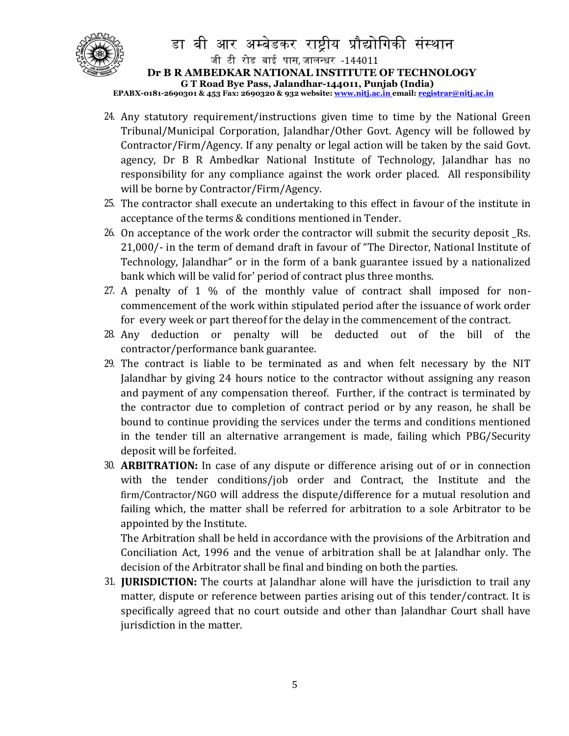24. Any statutory requirement/instructions given time to time by the National Green Tribunal/Municipal Corporation, Jalandhar/Other Govt. Agency will be followed by Contractor/Firm/Agency. If any penalty or legal action will be taken by the said Govt. agency, Dr B R Ambedkar National Institute of Technology, Jalandhar has no responsibility for any compliance against the work order placed. All responsibility will be borne by Contractor/Firm/Agency.
25. The contractor shall execute an undertaking to this effect in favour of the institute in acceptance of the terms & conditions mentioned in Tender.
26. On acceptance of the work order the contractor will submit the security deposit _Rs. 21,000/- in the term of demand draft in favour of "The Director, National Institute of Technology, Jalandhar" or in the form of a bank guarantee issued by a nationalized bank which will be valid for' period of contract plus three months.
27. A penalty of 1 % of the monthly value of contract shall imposed for non-commencement of the work within stipulated period after the issuance of work order for every week or part thereof for the delay in the commencement of the contract.
28. Any deduction or penalty will be deducted out of the bill of the contractor/performance bank guarantee.
29. The contract is liable to be terminated as and when felt necessary by the NIT Jalandhar by giving 24 hours notice to the contractor without assigning any reason and payment of any compensation thereof. Further, if the contract is terminated by the contractor due to completion of contract period or by any reason, he shall be bound to continue providing the services under the terms and conditions mentioned in the tender till an alternative arrangement is made, failing which PBG/Security deposit will be forfeited.
30. **ARBITRATION:** In case of any dispute or difference arising out of or in connection with the tender conditions/job order and Contract, the Institute and the firm/Contractor/NGO will address the dispute/difference for a mutual resolution and failing which, the matter shall be referred for arbitration to a sole Arbitrator to be appointed by the Institute.

    The Arbitration shall be held in accordance with the provisions of the Arbitration and Conciliation Act, 1996 and the venue of arbitration shall be at Jalandhar only. The decision of the Arbitrator shall be final and binding on both the parties.
31. **JURISDICTION:** The courts at Jalandhar alone will have the jurisdiction to trail any matter, dispute or reference between parties arising out of this tender/contract. It is specifically agreed that no court outside and other than Jalandhar Court shall have jurisdiction in the matter.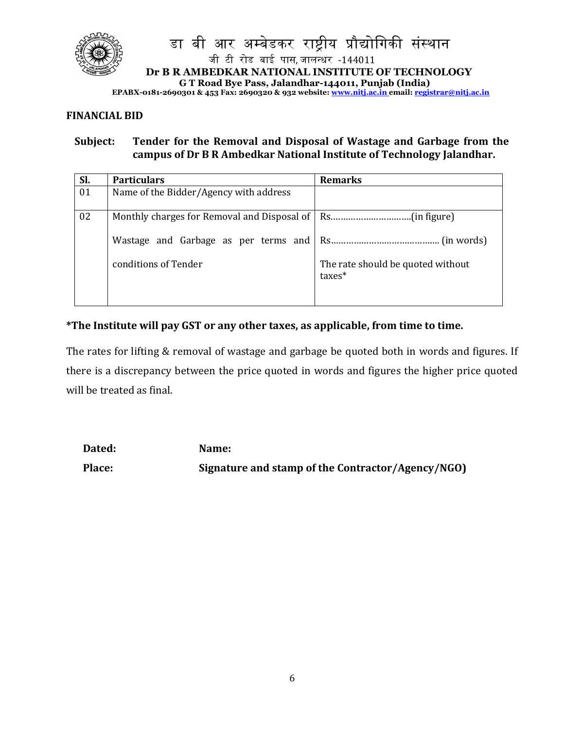# डा बी आर अम्बेडकर राष्ट्रीय प्रौद्योगिकी संस्थान

जी टी रोड बाई पास, जालन्धर -144011

**Dr B R AMBEDKAR NATIONAL INSTITUTE OF TECHNOLOGY**

**G T Road Bye Pass, Jalandhar-144011, Punjab (India)**

**EPABX-0181-2690301 & 453 Fax: 2690320 & 932 website: www.nitj.ac.in email: registrar@nitj.ac.in**

**FINANCIAL BID**

**Subject: Tender for the Removal and Disposal of Wastage and Garbage from the campus of Dr B R Ambedkar National Institute of Technology Jalandhar.**

| Sl. | Particulars | Remarks |
|---|---|---|
| 01 | Name of the Bidder/Agency with address | |
| 02 | Monthly charges for Removal and Disposal of Wastage and Garbage as per terms and conditions of Tender | Rs………………………….(in figure)<br>Rs…………………………………… (in words)<br>The rate should be quoted without taxes* |

**\*The Institute will pay GST or any other taxes, as applicable, from time to time.**

The rates for lifting & removal of wastage and garbage be quoted both in words and figures. If there is a discrepancy between the price quoted in words and figures the higher price quoted will be treated as final.

**Dated:** **Name:**

**Place:** **Signature and stamp of the Contractor/Agency/NGO)**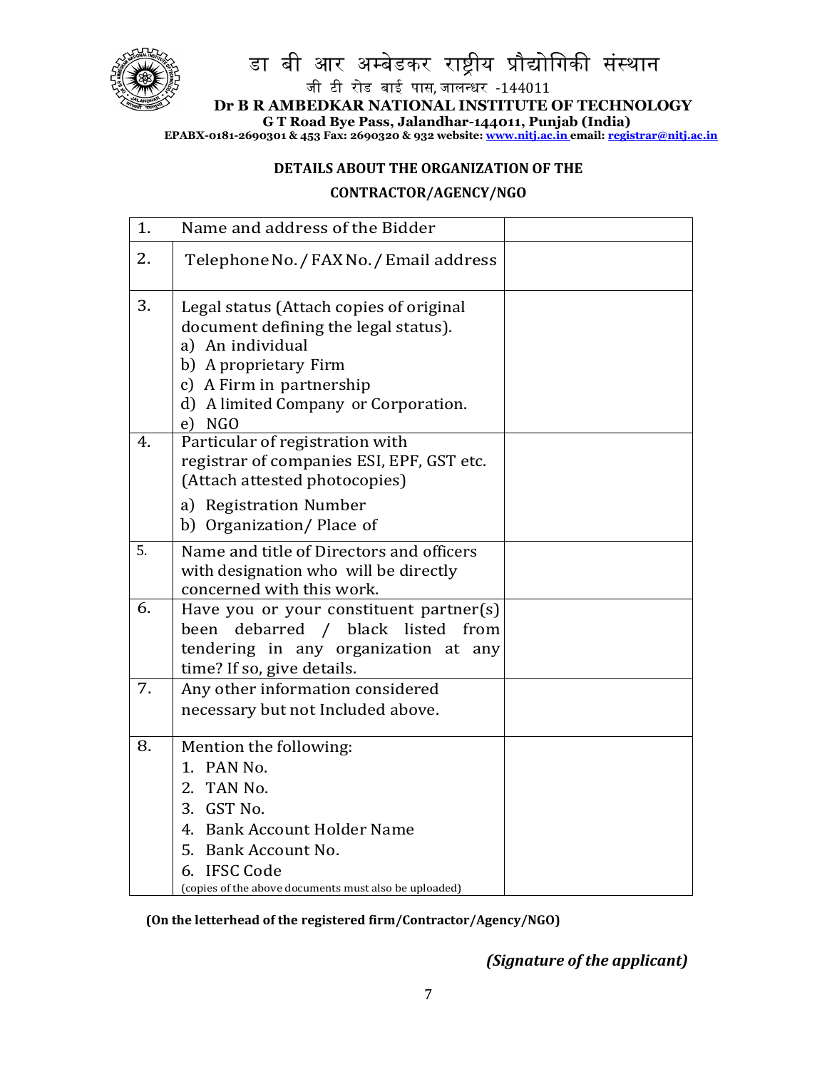# डा बी आर अम्बेडकर राष्ट्रीय प्रौद्योगिकी संस्थान

जी टी रोड बाई पास, जालन्धर -144011

**Dr B R AMBEDKAR NATIONAL INSTITUTE OF TECHNOLOGY**

**G T Road Bye Pass, Jalandhar-144011, Punjab (India)**

**EPABX-0181-2690301 & 453 Fax: 2690320 & 932 website: www.nitj.ac.in email: registrar@nitj.ac.in**

## DETAILS ABOUT THE ORGANIZATION OF THE CONTRACTOR/AGENCY/NGO

| | | |
|---|---|---|
| 1. | Name and address of the Bidder | |
| 2. | Telephone No. / FAX No. / Email address | |
| 3. | Legal status (Attach copies of original document defining the legal status).<br>a) An individual<br>b) A proprietary Firm<br>c) A Firm in partnership<br>d) A limited Company or Corporation.<br>e) NGO | |
| 4. | Particular of registration with registrar of companies ESI, EPF, GST etc. (Attach attested photocopies)<br>a) Registration Number<br>b) Organization/ Place of | |
| 5. | Name and title of Directors and officers with designation who will be directly concerned with this work. | |
| 6. | Have you or your constituent partner(s) been debarred / black listed from tendering in any organization at any time? If so, give details. | |
| 7. | Any other information considered necessary but not Included above. | |
| 8. | Mention the following:<br>1. PAN No.<br>2. TAN No.<br>3. GST No.<br>4. Bank Account Holder Name<br>5. Bank Account No.<br>6. IFSC Code<br>(copies of the above documents must also be uploaded) | |

**(On the letterhead of the registered firm/Contractor/Agency/NGO)**

***(Signature of the applicant)***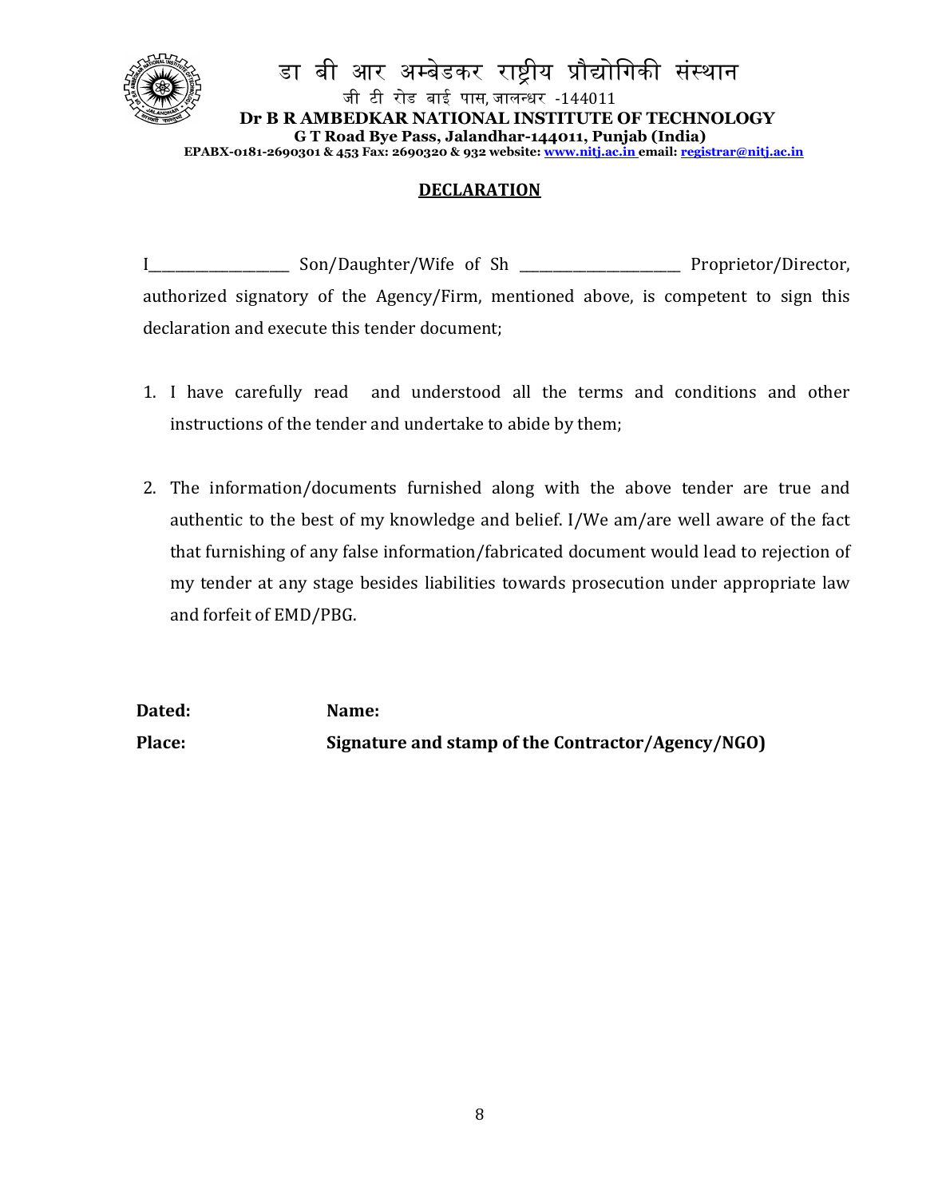डा बी आर अम्बेडकर राष्ट्रीय प्रौद्योगिकी संस्थान

जी टी रोड बाई पास, जालन्धर -144011

**Dr B R AMBEDKAR NATIONAL INSTITUTE OF TECHNOLOGY**

**G T Road Bye Pass, Jalandhar-144011, Punjab (India)**

**EPABX-0181-2690301 & 453 Fax: 2690320 & 932 website: www.nitj.ac.in email: registrar@nitj.ac.in**

## DECLARATION

I___________________ Son/Daughter/Wife of Sh ______________________ Proprietor/Director, authorized signatory of the Agency/Firm, mentioned above, is competent to sign this declaration and execute this tender document;

1. I have carefully read and understood all the terms and conditions and other instructions of the tender and undertake to abide by them;

2. The information/documents furnished along with the above tender are true and authentic to the best of my knowledge and belief. I/We am/are well aware of the fact that furnishing of any false information/fabricated document would lead to rejection of my tender at any stage besides liabilities towards prosecution under appropriate law and forfeit of EMD/PBG.

**Dated:** **Name:**

**Place:** **Signature and stamp of the Contractor/Agency/NGO)**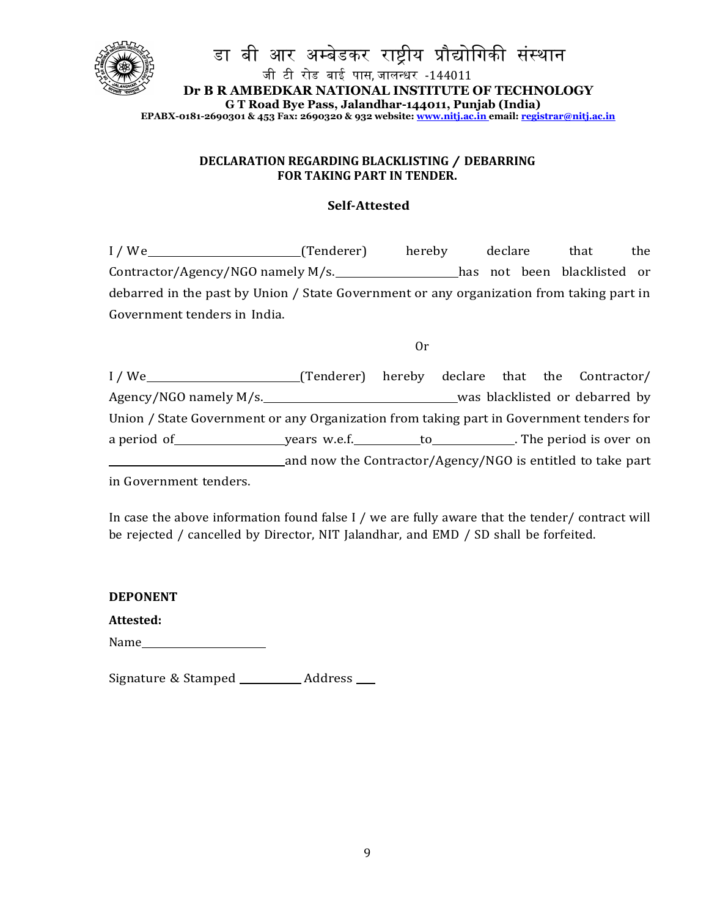डा बी आर अम्बेडकर राष्ट्रीय प्रौद्योगिकी संस्थान

जी टी रोड बाई पास, जालन्धर -144011

**Dr B R AMBEDKAR NATIONAL INSTITUTE OF TECHNOLOGY**

**G T Road Bye Pass, Jalandhar-144011, Punjab (India)**

**EPABX-0181-2690301 & 453 Fax: 2690320 & 932 website: www.nitj.ac.in email: registrar@nitj.ac.in**

**DECLARATION REGARDING BLACKLISTING / DEBARRING FOR TAKING PART IN TENDER.**

**Self-Attested**

I / We\_\_\_\_\_\_\_\_\_\_\_\_\_\_\_\_\_\_\_\_\_\_\_\_\_\_(Tenderer) hereby declare that the Contractor/Agency/NGO namely M/s.\_\_\_\_\_\_\_\_\_\_\_\_\_\_\_\_\_\_\_\_\_has not been blacklisted or debarred in the past by Union / State Government or any organization from taking part in Government tenders in India.

Or

I / We\_\_\_\_\_\_\_\_\_\_\_\_\_\_\_\_\_\_\_\_\_\_\_\_\_\_(Tenderer) hereby declare that the Contractor/ Agency/NGO namely M/s.\_\_\_\_\_\_\_\_\_\_\_\_\_\_\_\_\_\_\_\_\_\_\_\_\_\_\_\_\_\_\_\_\_\_was blacklisted or debarred by Union / State Government or any Organization from taking part in Government tenders for a period of\_\_\_\_\_\_\_\_\_\_\_\_\_\_\_\_\_\_years w.e.f.\_\_\_\_\_\_\_\_\_\_\_to\_\_\_\_\_\_\_\_\_\_\_\_\_. The period is over on \_\_\_\_\_\_\_\_\_\_\_\_\_\_\_\_\_\_\_\_\_\_\_\_\_\_\_\_\_\_\_and now the Contractor/Agency/NGO is entitled to take part in Government tenders.

In case the above information found false I / we are fully aware that the tender/ contract will be rejected / cancelled by Director, NIT Jalandhar, and EMD / SD shall be forfeited.

**DEPONENT**

**Attested:**

Name\_\_\_\_\_\_\_\_\_\_\_\_\_\_\_\_\_\_\_\_\_

Signature & Stamped \_\_\_\_\_\_\_\_\_\_ Address \_\_\_